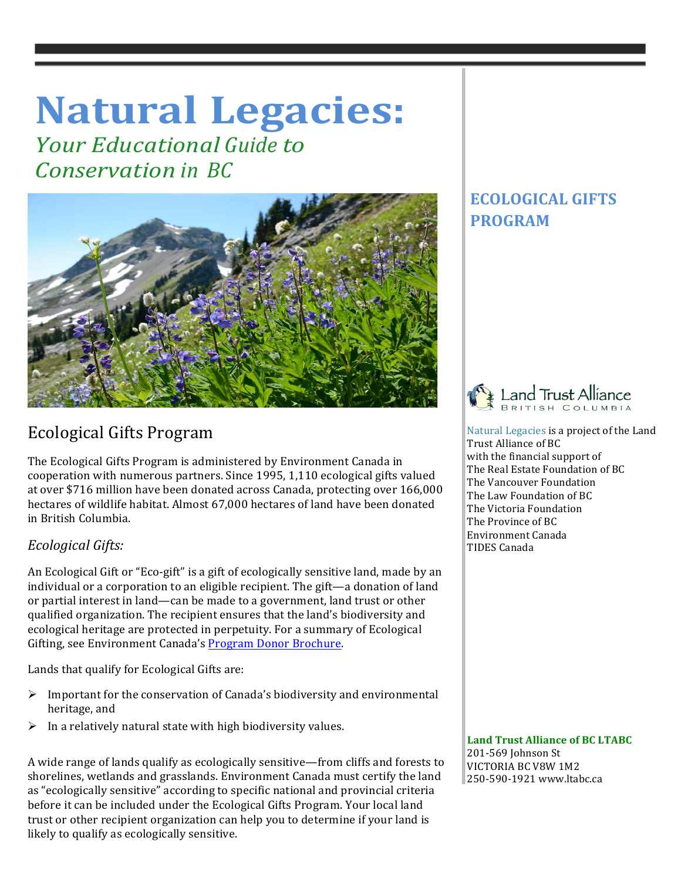# Natural Legacies:

*Your Educational Guide to Conservation in BC*

## Ecological Gifts Program

The Ecological Gifts Program is administered by Environment Canada in cooperation with numerous partners. Since 1995, 1,110 ecological gifts valued at over $716 million have been donated across Canada, protecting over 166,000 hectares of wildlife habitat. Almost 67,000 hectares of land have been donated in British Columbia.

### *Ecological Gifts:*

An Ecological Gift or "Eco-gift" is a gift of ecologically sensitive land, made by an individual or a corporation to an eligible recipient. The gift—a donation of land or partial interest in land—can be made to a government, land trust or other qualified organization. The recipient ensures that the land's biodiversity and ecological heritage are protected in perpetuity. For a summary of Ecological Gifting, see Environment Canada's Program Donor Brochure.

Lands that qualify for Ecological Gifts are:

- Important for the conservation of Canada's biodiversity and environmental heritage, and
- In a relatively natural state with high biodiversity values.

A wide range of lands qualify as ecologically sensitive—from cliffs and forests to shorelines, wetlands and grasslands. Environment Canada must certify the land as "ecologically sensitive" according to specific national and provincial criteria before it can be included under the Ecological Gifts Program. Your local land trust or other recipient organization can help you to determine if your land is likely to qualify as ecologically sensitive.

**ECOLOGICAL GIFTS PROGRAM**

Land Trust Alliance British Columbia

Natural Legacies is a project of the Land Trust Alliance of BC with the financial support of
The Real Estate Foundation of BC
The Vancouver Foundation
The Law Foundation of BC
The Victoria Foundation
The Province of BC
Environment Canada
TIDES Canada

**Land Trust Alliance of BC LTABC**
201-569 Johnson St
VICTORIA BC V8W 1M2
250-590-1921 www.ltabc.ca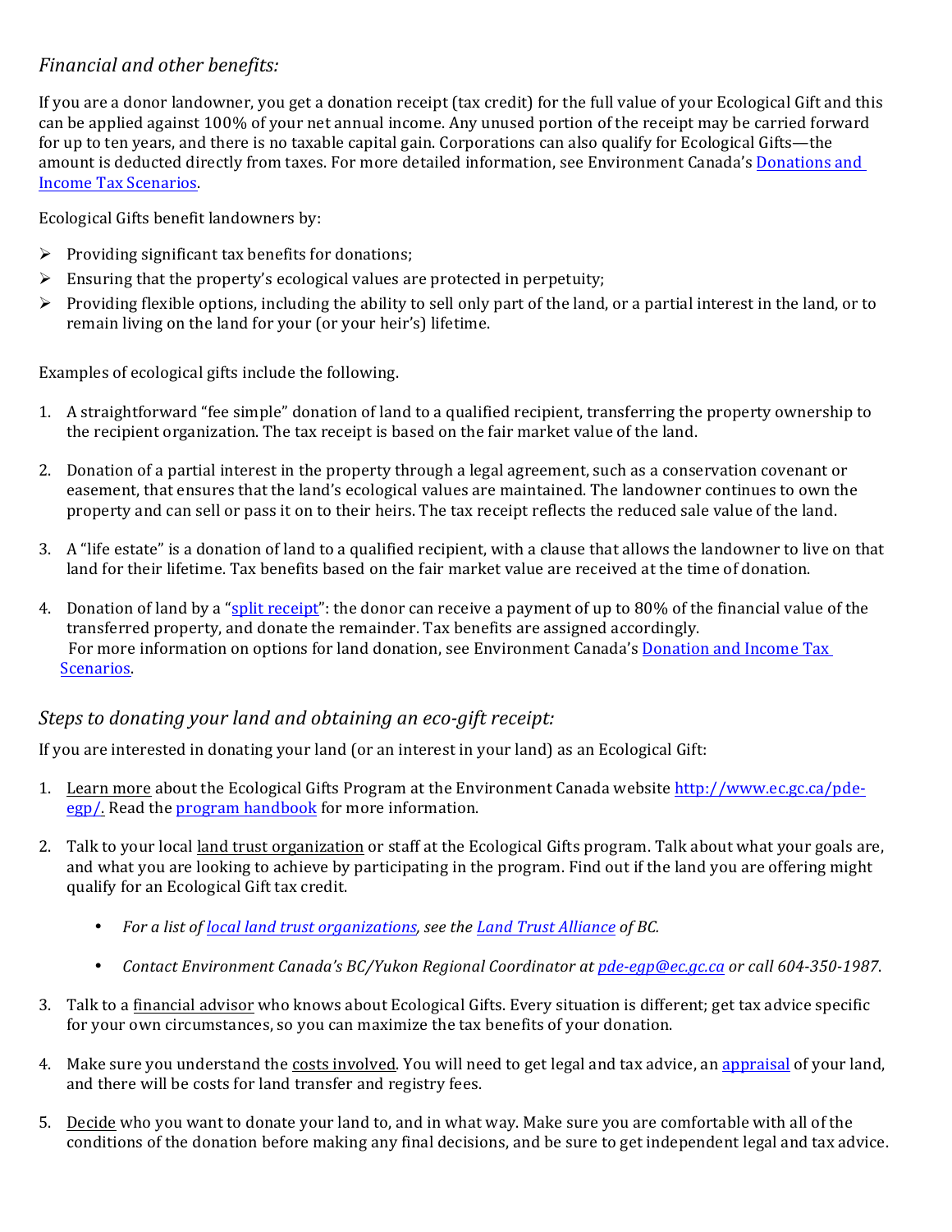## *Financial and other benefits:*

If you are a donor landowner, you get a donation receipt (tax credit) for the full value of your Ecological Gift and this can be applied against 100% of your net annual income. Any unused portion of the receipt may be carried forward for up to ten years, and there is no taxable capital gain. Corporations can also qualify for Ecological Gifts—the amount is deducted directly from taxes. For more detailed information, see Environment Canada's Donations and Income Tax Scenarios.

Ecological Gifts benefit landowners by:

- Providing significant tax benefits for donations;
- Ensuring that the property's ecological values are protected in perpetuity;
- Providing flexible options, including the ability to sell only part of the land, or a partial interest in the land, or to remain living on the land for your (or your heir's) lifetime.

Examples of ecological gifts include the following.

1. A straightforward "fee simple" donation of land to a qualified recipient, transferring the property ownership to the recipient organization. The tax receipt is based on the fair market value of the land.

2. Donation of a partial interest in the property through a legal agreement, such as a conservation covenant or easement, that ensures that the land's ecological values are maintained. The landowner continues to own the property and can sell or pass it on to their heirs. The tax receipt reflects the reduced sale value of the land.

3. A "life estate" is a donation of land to a qualified recipient, with a clause that allows the landowner to live on that land for their lifetime. Tax benefits based on the fair market value are received at the time of donation.

4. Donation of land by a "split receipt": the donor can receive a payment of up to 80% of the financial value of the transferred property, and donate the remainder. Tax benefits are assigned accordingly.
   For more information on options for land donation, see Environment Canada's Donation and Income Tax Scenarios.

## *Steps to donating your land and obtaining an eco-gift receipt:*

If you are interested in donating your land (or an interest in your land) as an Ecological Gift:

1. Learn more about the Ecological Gifts Program at the Environment Canada website http://www.ec.gc.ca/pde-egp/. Read the program handbook for more information.

2. Talk to your local land trust organization or staff at the Ecological Gifts program. Talk about what your goals are, and what you are looking to achieve by participating in the program. Find out if the land you are offering might qualify for an Ecological Gift tax credit.

   - *For a list of local land trust organizations, see the Land Trust Alliance of BC.*
   - *Contact Environment Canada's BC/Yukon Regional Coordinator at pde-egp@ec.gc.ca or call 604-350-1987.*

3. Talk to a financial advisor who knows about Ecological Gifts. Every situation is different; get tax advice specific for your own circumstances, so you can maximize the tax benefits of your donation.

4. Make sure you understand the costs involved. You will need to get legal and tax advice, an appraisal of your land, and there will be costs for land transfer and registry fees.

5. Decide who you want to donate your land to, and in what way. Make sure you are comfortable with all of the conditions of the donation before making any final decisions, and be sure to get independent legal and tax advice.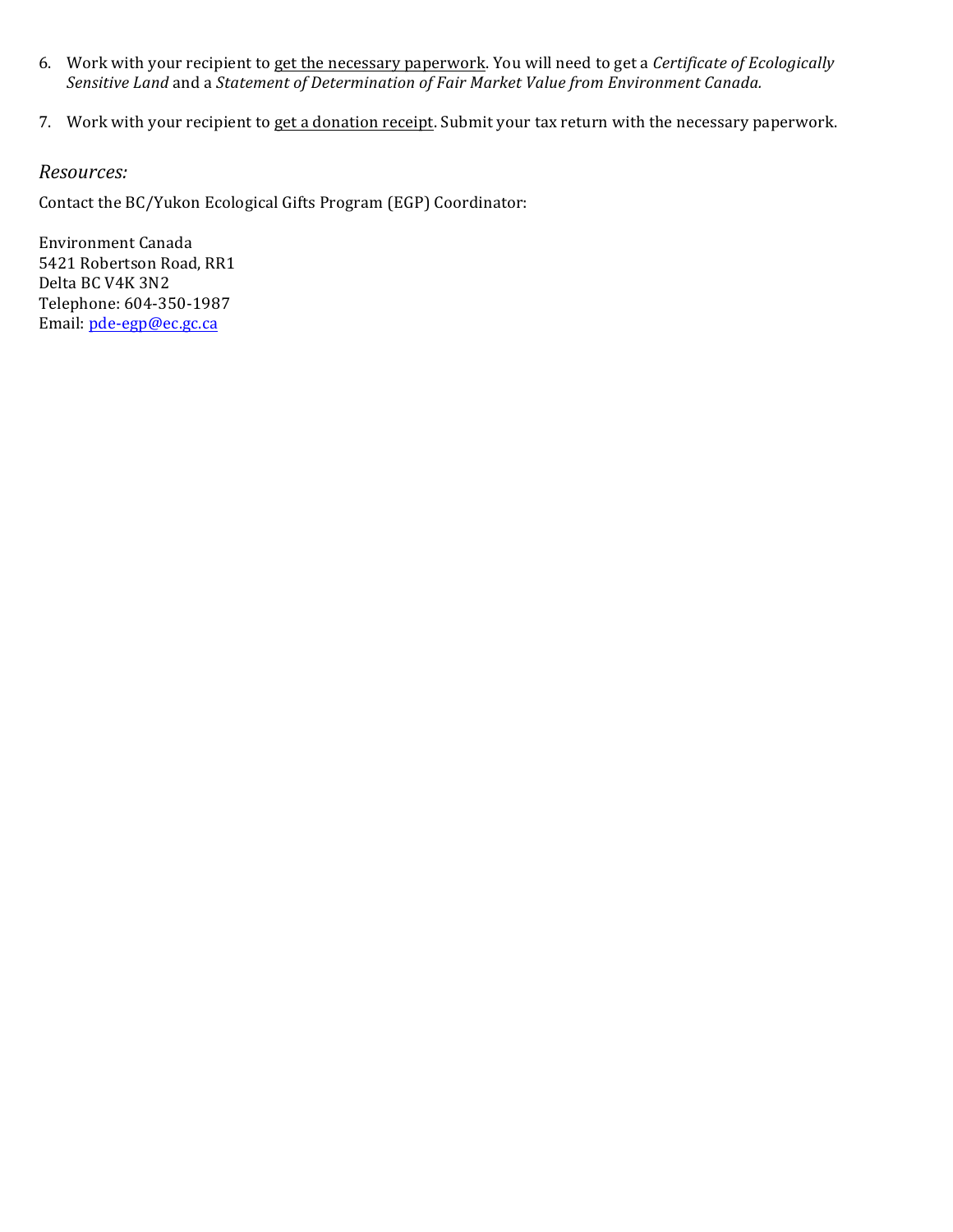6. Work with your recipient to get the necessary paperwork. You will need to get a *Certificate of Ecologically Sensitive Land* and a *Statement of Determination of Fair Market Value from Environment Canada.*

7. Work with your recipient to get a donation receipt. Submit your tax return with the necessary paperwork.

### *Resources:*

Contact the BC/Yukon Ecological Gifts Program (EGP) Coordinator:

Environment Canada
5421 Robertson Road, RR1
Delta BC V4K 3N2
Telephone: 604-350-1987
Email: pde-egp@ec.gc.ca